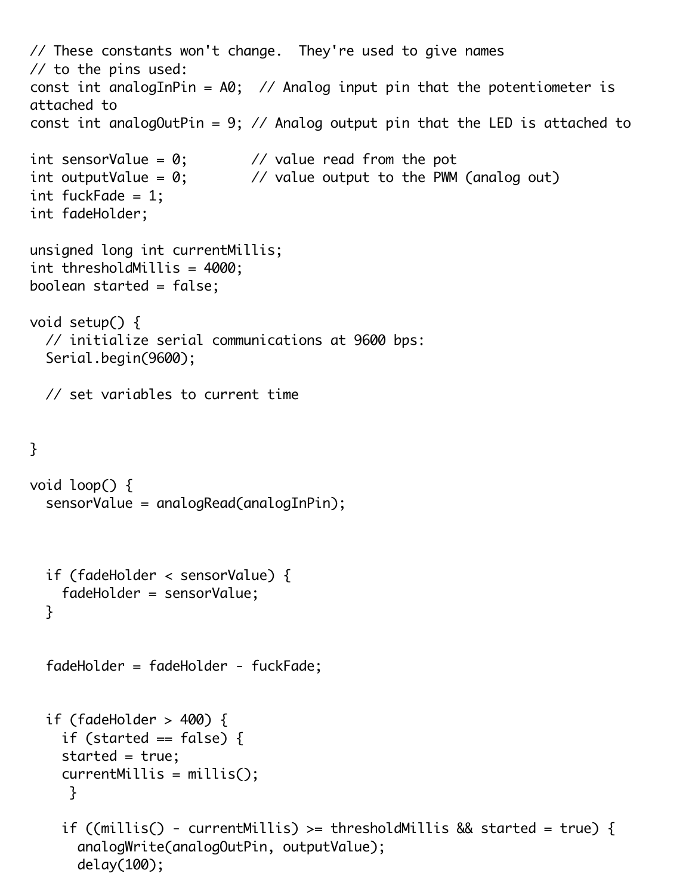```
// These constants won't change.  They're used to give names
// to the pins used:
const int analogInPin = A0;  // Analog input pin that the potentiometer is
attached to
const int analogOutPin = 9; // Analog output pin that the LED is attached to

int sensorValue = 0;        // value read from the pot
int outputValue = 0;        // value output to the PWM (analog out)
int fuckFade = 1;
int fadeHolder;

unsigned long int currentMillis;
int thresholdMillis = 4000;
boolean started = false;

void setup() {
  // initialize serial communications at 9600 bps:
  Serial.begin(9600);

  // set variables to current time


}

void loop() {
  sensorValue = analogRead(analogInPin);



  if (fadeHolder < sensorValue) {
    fadeHolder = sensorValue;
  }


  fadeHolder = fadeHolder - fuckFade;


  if (fadeHolder > 400) {
    if (started == false) {
    started = true;
    currentMillis = millis();
     }

    if ((millis() - currentMillis) >= thresholdMillis && started = true) {
      analogWrite(analogOutPin, outputValue);
      delay(100);
```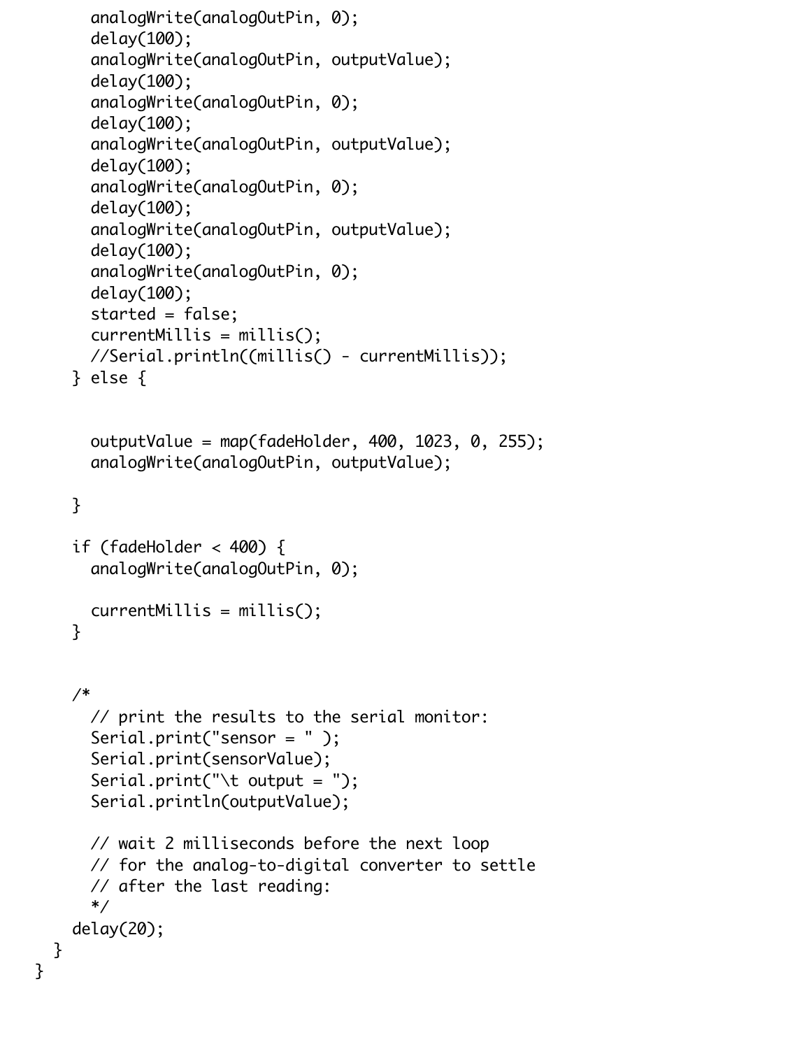```
      analogWrite(analogOutPin, 0);
      delay(100);
      analogWrite(analogOutPin, outputValue);
      delay(100);
      analogWrite(analogOutPin, 0);
      delay(100);
      analogWrite(analogOutPin, outputValue);
      delay(100);
      analogWrite(analogOutPin, 0);
      delay(100);
      analogWrite(analogOutPin, outputValue);
      delay(100);
      analogWrite(analogOutPin, 0);
      delay(100);
      started = false;
      currentMillis = millis();
      //Serial.println((millis() - currentMillis));
    } else {


      outputValue = map(fadeHolder, 400, 1023, 0, 255);
      analogWrite(analogOutPin, outputValue);

    }

    if (fadeHolder < 400) {
      analogWrite(analogOutPin, 0);

      currentMillis = millis();
    }


    /*
      // print the results to the serial monitor:
      Serial.print("sensor = " );
      Serial.print(sensorValue);
      Serial.print("\t output = ");
      Serial.println(outputValue);

      // wait 2 milliseconds before the next loop
      // for the analog-to-digital converter to settle
      // after the last reading:
      */
    delay(20);
  }
}
```